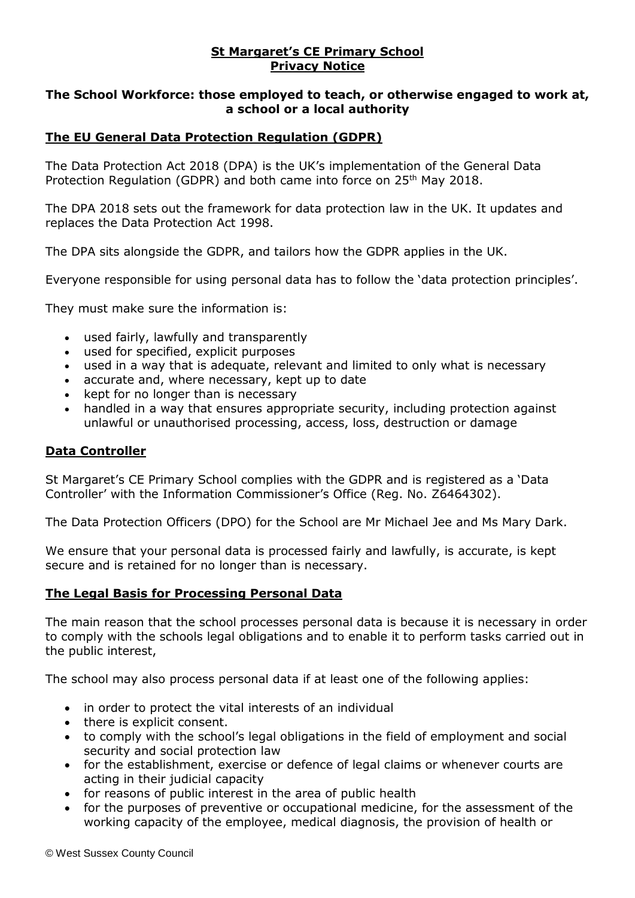# St Margaret's CE Primary School
# Privacy Notice

## The School Workforce: those employed to teach, or otherwise engaged to work at, a school or a local authority

## The EU General Data Protection Regulation (GDPR)

The Data Protection Act 2018 (DPA) is the UK's implementation of the General Data Protection Regulation (GDPR) and both came into force on 25th May 2018.

The DPA 2018 sets out the framework for data protection law in the UK. It updates and replaces the Data Protection Act 1998.

The DPA sits alongside the GDPR, and tailors how the GDPR applies in the UK.

Everyone responsible for using personal data has to follow the 'data protection principles'.

They must make sure the information is:

- used fairly, lawfully and transparently
- used for specified, explicit purposes
- used in a way that is adequate, relevant and limited to only what is necessary
- accurate and, where necessary, kept up to date
- kept for no longer than is necessary
- handled in a way that ensures appropriate security, including protection against unlawful or unauthorised processing, access, loss, destruction or damage

## Data Controller

St Margaret's CE Primary School complies with the GDPR and is registered as a 'Data Controller' with the Information Commissioner's Office (Reg. No. Z6464302).

The Data Protection Officers (DPO) for the School are Mr Michael Jee and Ms Mary Dark.

We ensure that your personal data is processed fairly and lawfully, is accurate, is kept secure and is retained for no longer than is necessary.

## The Legal Basis for Processing Personal Data

The main reason that the school processes personal data is because it is necessary in order to comply with the schools legal obligations and to enable it to perform tasks carried out in the public interest,

The school may also process personal data if at least one of the following applies:

- in order to protect the vital interests of an individual
- there is explicit consent.
- to comply with the school's legal obligations in the field of employment and social security and social protection law
- for the establishment, exercise or defence of legal claims or whenever courts are acting in their judicial capacity
- for reasons of public interest in the area of public health
- for the purposes of preventive or occupational medicine, for the assessment of the working capacity of the employee, medical diagnosis, the provision of health or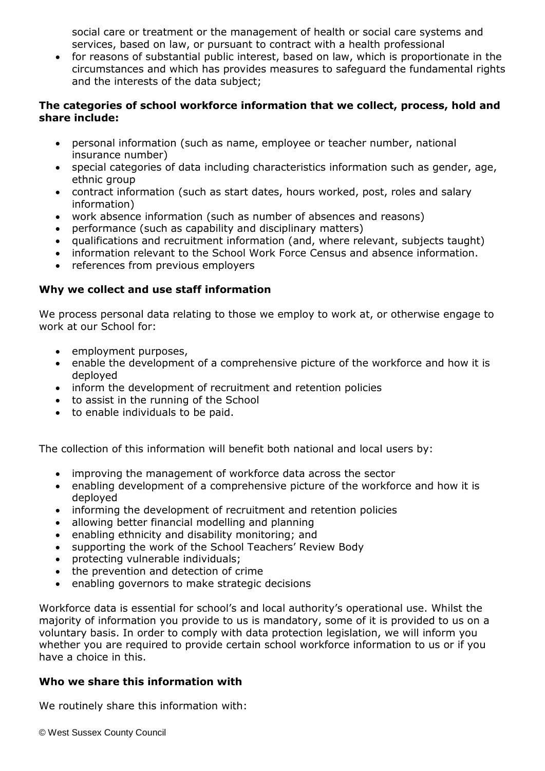social care or treatment or the management of health or social care systems and services, based on law, or pursuant to contract with a health professional
- for reasons of substantial public interest, based on law, which is proportionate in the circumstances and which has provides measures to safeguard the fundamental rights and the interests of the data subject;

**The categories of school workforce information that we collect, process, hold and share include:**

- personal information (such as name, employee or teacher number, national insurance number)
- special categories of data including characteristics information such as gender, age, ethnic group
- contract information (such as start dates, hours worked, post, roles and salary information)
- work absence information (such as number of absences and reasons)
- performance (such as capability and disciplinary matters)
- qualifications and recruitment information (and, where relevant, subjects taught)
- information relevant to the School Work Force Census and absence information.
- references from previous employers

**Why we collect and use staff information**

We process personal data relating to those we employ to work at, or otherwise engage to work at our School for:

- employment purposes,
- enable the development of a comprehensive picture of the workforce and how it is deployed
- inform the development of recruitment and retention policies
- to assist in the running of the School
- to enable individuals to be paid.

The collection of this information will benefit both national and local users by:

- improving the management of workforce data across the sector
- enabling development of a comprehensive picture of the workforce and how it is deployed
- informing the development of recruitment and retention policies
- allowing better financial modelling and planning
- enabling ethnicity and disability monitoring; and
- supporting the work of the School Teachers' Review Body
- protecting vulnerable individuals;
- the prevention and detection of crime
- enabling governors to make strategic decisions

Workforce data is essential for school's and local authority's operational use. Whilst the majority of information you provide to us is mandatory, some of it is provided to us on a voluntary basis. In order to comply with data protection legislation, we will inform you whether you are required to provide certain school workforce information to us or if you have a choice in this.

**Who we share this information with**

We routinely share this information with: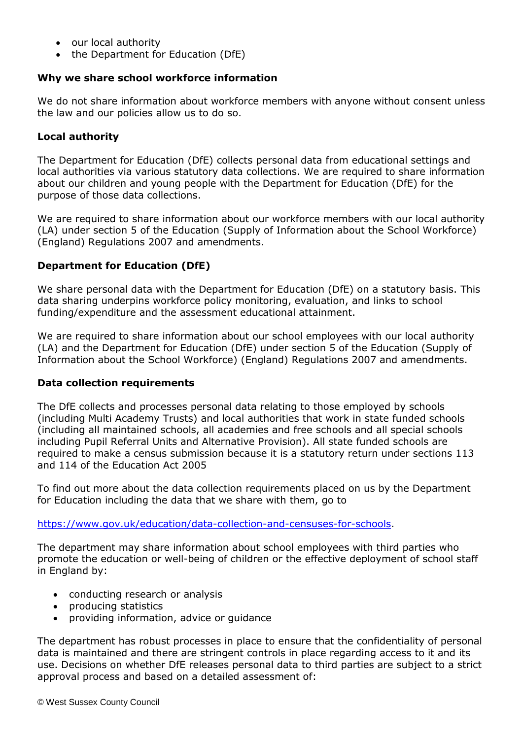- our local authority
- the Department for Education (DfE)

**Why we share school workforce information**

We do not share information about workforce members with anyone without consent unless the law and our policies allow us to do so.

**Local authority**

The Department for Education (DfE) collects personal data from educational settings and local authorities via various statutory data collections. We are required to share information about our children and young people with the Department for Education (DfE) for the purpose of those data collections.

We are required to share information about our workforce members with our local authority (LA) under section 5 of the Education (Supply of Information about the School Workforce) (England) Regulations 2007 and amendments.

**Department for Education (DfE)**

We share personal data with the Department for Education (DfE) on a statutory basis. This data sharing underpins workforce policy monitoring, evaluation, and links to school funding/expenditure and the assessment educational attainment.

We are required to share information about our school employees with our local authority (LA) and the Department for Education (DfE) under section 5 of the Education (Supply of Information about the School Workforce) (England) Regulations 2007 and amendments.

**Data collection requirements**

The DfE collects and processes personal data relating to those employed by schools (including Multi Academy Trusts) and local authorities that work in state funded schools (including all maintained schools, all academies and free schools and all special schools including Pupil Referral Units and Alternative Provision). All state funded schools are required to make a census submission because it is a statutory return under sections 113 and 114 of the Education Act 2005

To find out more about the data collection requirements placed on us by the Department for Education including the data that we share with them, go to

https://www.gov.uk/education/data-collection-and-censuses-for-schools.

The department may share information about school employees with third parties who promote the education or well-being of children or the effective deployment of school staff in England by:

- conducting research or analysis
- producing statistics
- providing information, advice or guidance

The department has robust processes in place to ensure that the confidentiality of personal data is maintained and there are stringent controls in place regarding access to it and its use. Decisions on whether DfE releases personal data to third parties are subject to a strict approval process and based on a detailed assessment of: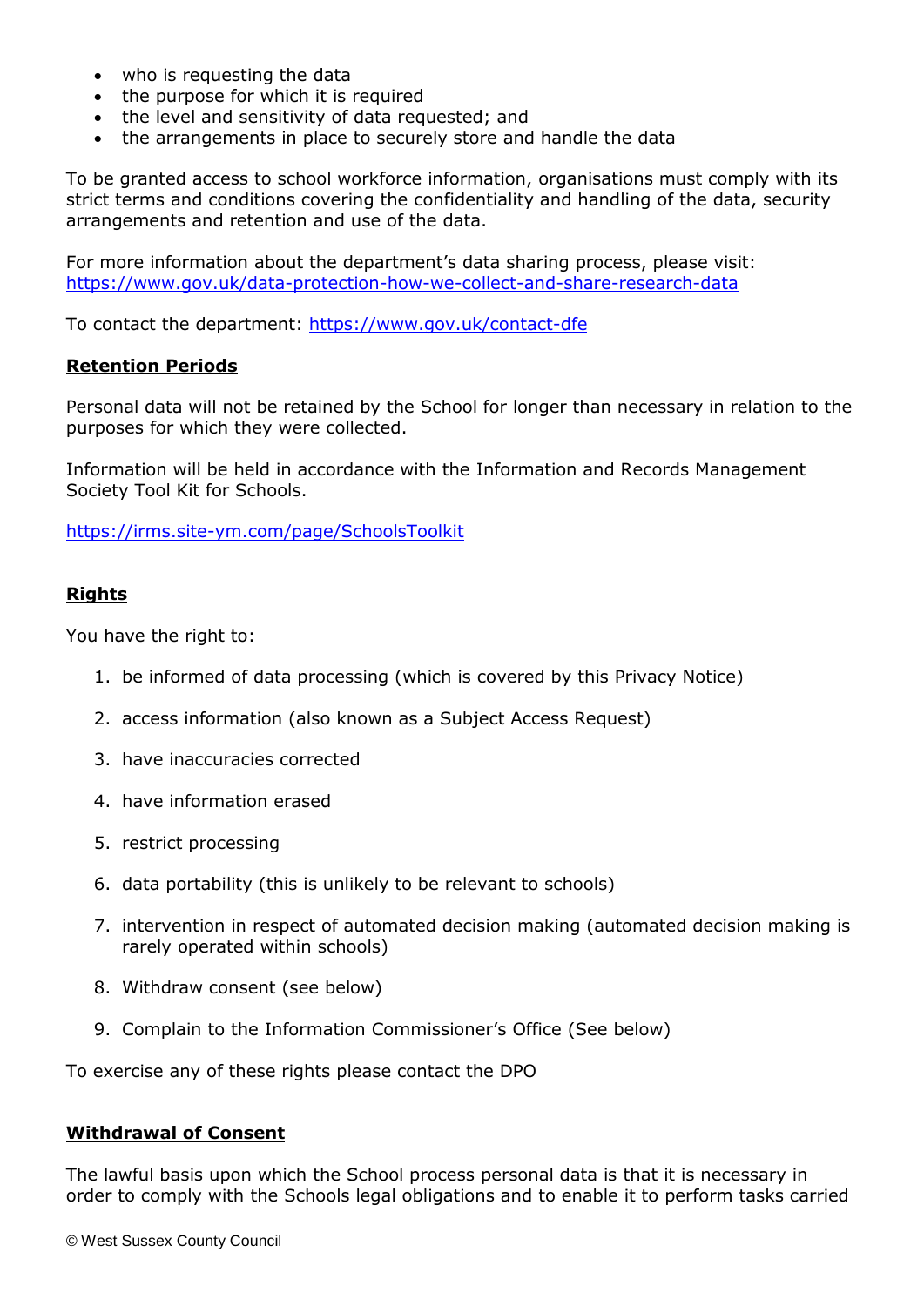- who is requesting the data
- the purpose for which it is required
- the level and sensitivity of data requested; and
- the arrangements in place to securely store and handle the data

To be granted access to school workforce information, organisations must comply with its strict terms and conditions covering the confidentiality and handling of the data, security arrangements and retention and use of the data.

For more information about the department's data sharing process, please visit: https://www.gov.uk/data-protection-how-we-collect-and-share-research-data

To contact the department: https://www.gov.uk/contact-dfe

**Retention Periods**

Personal data will not be retained by the School for longer than necessary in relation to the purposes for which they were collected.

Information will be held in accordance with the Information and Records Management Society Tool Kit for Schools.

https://irms.site-ym.com/page/SchoolsToolkit

**Rights**

You have the right to:

1. be informed of data processing (which is covered by this Privacy Notice)
2. access information (also known as a Subject Access Request)
3. have inaccuracies corrected
4. have information erased
5. restrict processing
6. data portability (this is unlikely to be relevant to schools)
7. intervention in respect of automated decision making (automated decision making is rarely operated within schools)
8. Withdraw consent (see below)
9. Complain to the Information Commissioner's Office (See below)

To exercise any of these rights please contact the DPO

**Withdrawal of Consent**

The lawful basis upon which the School process personal data is that it is necessary in order to comply with the Schools legal obligations and to enable it to perform tasks carried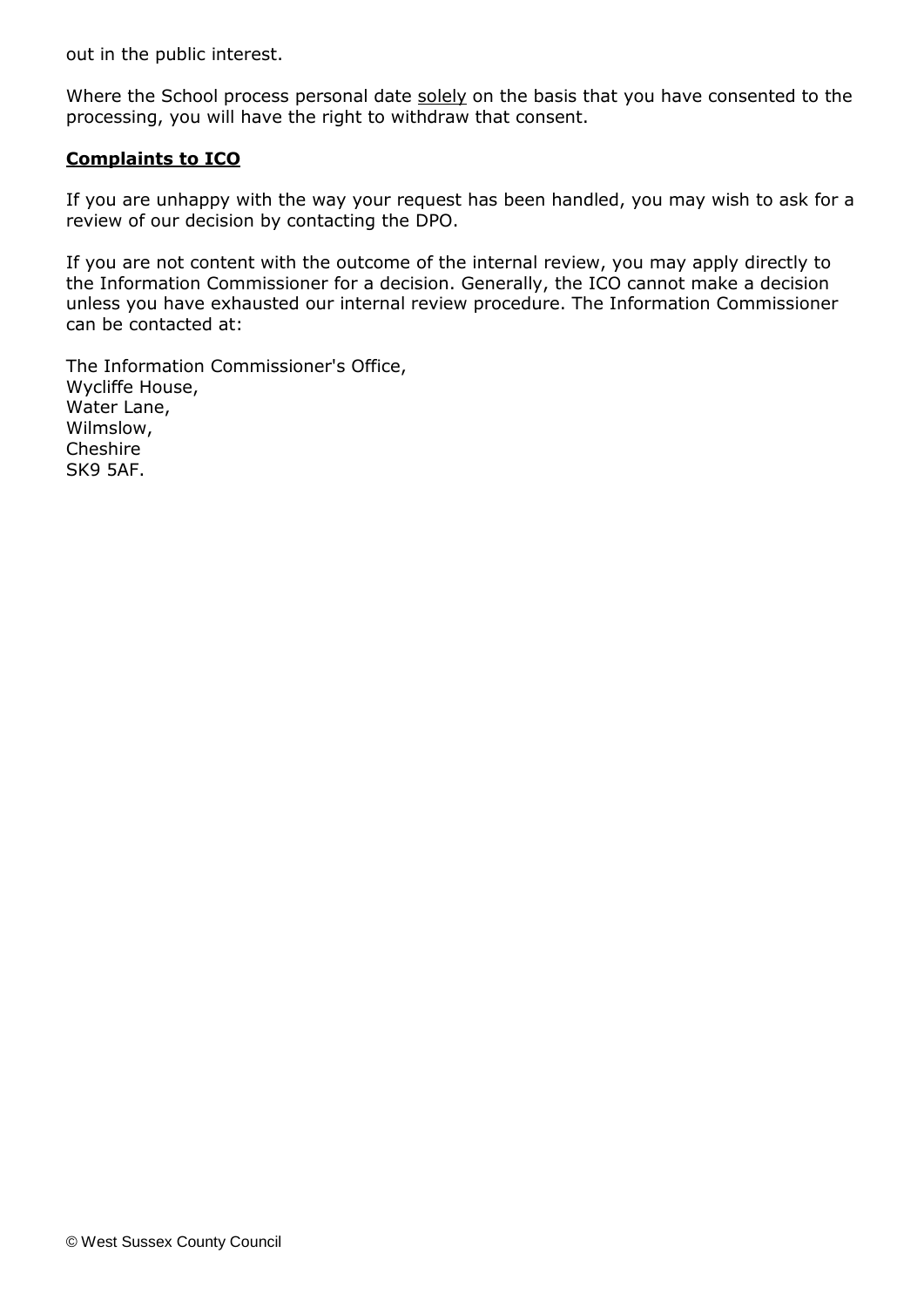out in the public interest.

Where the School process personal date <u>solely</u> on the basis that you have consented to the processing, you will have the right to withdraw that consent.

## **<u>Complaints to ICO</u>**

If you are unhappy with the way your request has been handled, you may wish to ask for a review of our decision by contacting the DPO.

If you are not content with the outcome of the internal review, you may apply directly to the Information Commissioner for a decision. Generally, the ICO cannot make a decision unless you have exhausted our internal review procedure. The Information Commissioner can be contacted at:

The Information Commissioner's Office,
Wycliffe House,
Water Lane,
Wilmslow,
Cheshire
SK9 5AF.

© West Sussex County Council